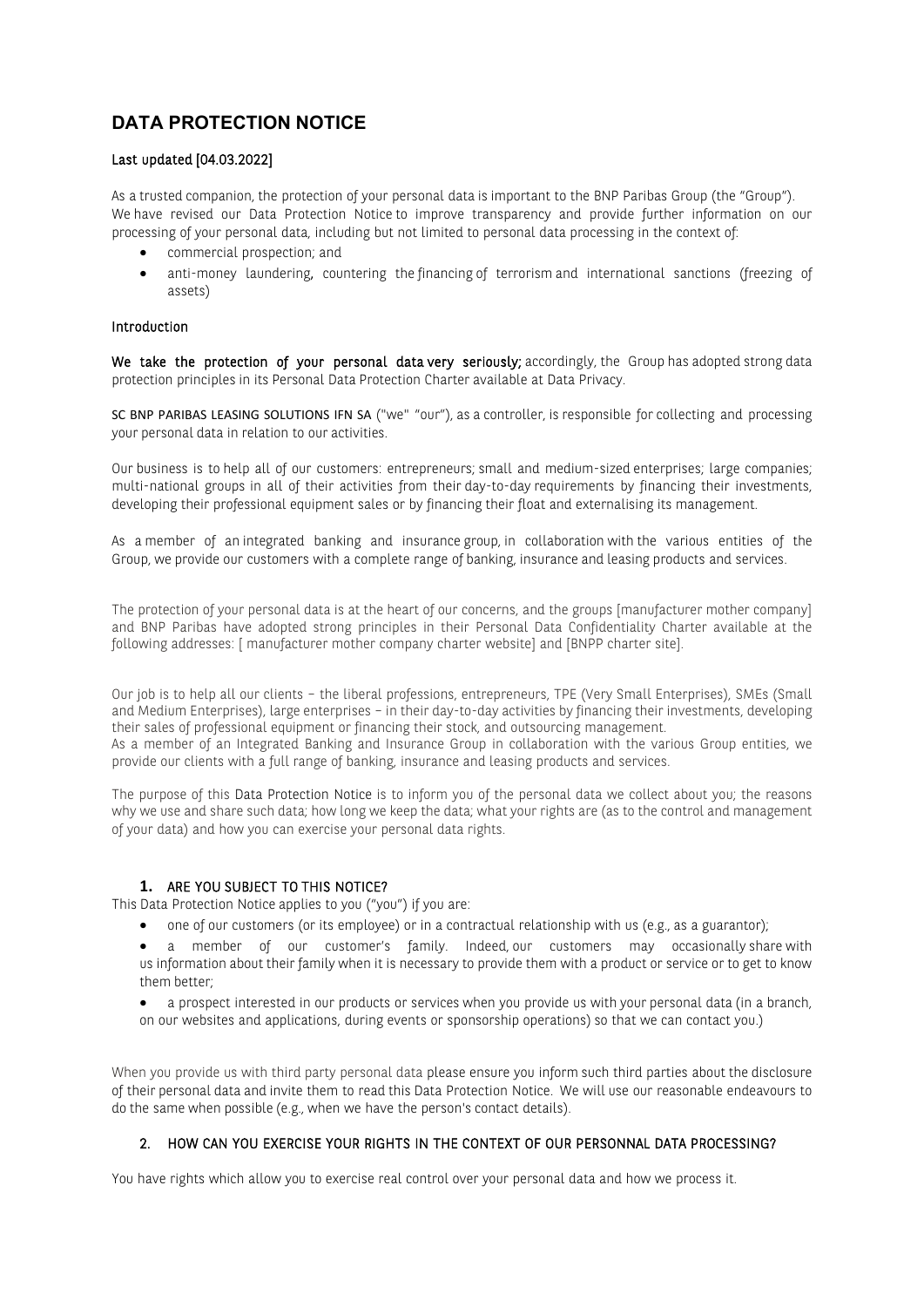# DATA PROTECTION NOTICE

**Last updated [04.03.2022]**

As a trusted companion, the protection of your personal data is important to the BNP Paribas Group (the "Group"). We have revised our Data Protection Notice to improve transparency and provide further information on our processing of your personal data, including but not limited to personal data processing in the context of:

- commercial prospection; and
- anti-money laundering, countering the financing of terrorism and international sanctions (freezing of assets)

**Introduction**

**We take the protection of your personal data very seriously;** accordingly, the Group has adopted strong data protection principles in its Personal Data Protection Charter available at Data Privacy.

SC BNP PARIBAS LEASING SOLUTIONS IFN SA ("we" "our"), as a controller, is responsible for collecting and processing your personal data in relation to our activities.

Our business is to help all of our customers: entrepreneurs; small and medium-sized enterprises; large companies; multi-national groups in all of their activities from their day-to-day requirements by financing their investments, developing their professional equipment sales or by financing their float and externalising its management.

As a member of an integrated banking and insurance group, in collaboration with the various entities of the Group, we provide our customers with a complete range of banking, insurance and leasing products and services.

The protection of your personal data is at the heart of our concerns, and the groups [manufacturer mother company] and BNP Paribas have adopted strong principles in their Personal Data Confidentiality Charter available at the following addresses: [ manufacturer mother company charter website] and [BNPP charter site].

Our job is to help all our clients – the liberal professions, entrepreneurs, TPE (Very Small Enterprises), SMEs (Small and Medium Enterprises), large enterprises – in their day-to-day activities by financing their investments, developing their sales of professional equipment or financing their stock, and outsourcing management.
As a member of an Integrated Banking and Insurance Group in collaboration with the various Group entities, we provide our clients with a full range of banking, insurance and leasing products and services.

The purpose of this Data Protection Notice is to inform you of the personal data we collect about you; the reasons why we use and share such data; how long we keep the data; what your rights are (as to the control and management of your data) and how you can exercise your personal data rights.

## 1. ARE YOU SUBJECT TO THIS NOTICE?

This Data Protection Notice applies to you ("you") if you are:

- one of our customers (or its employee) or in a contractual relationship with us (e.g., as a guarantor);
- a member of our customer's family. Indeed, our customers may occasionally share with us information about their family when it is necessary to provide them with a product or service or to get to know them better;
- a prospect interested in our products or services when you provide us with your personal data (in a branch, on our websites and applications, during events or sponsorship operations) so that we can contact you.)

When you provide us with third party personal data please ensure you inform such third parties about the disclosure of their personal data and invite them to read this Data Protection Notice. We will use our reasonable endeavours to do the same when possible (e.g., when we have the person's contact details).

## 2. HOW CAN YOU EXERCISE YOUR RIGHTS IN THE CONTEXT OF OUR PERSONNAL DATA PROCESSING?

You have rights which allow you to exercise real control over your personal data and how we process it.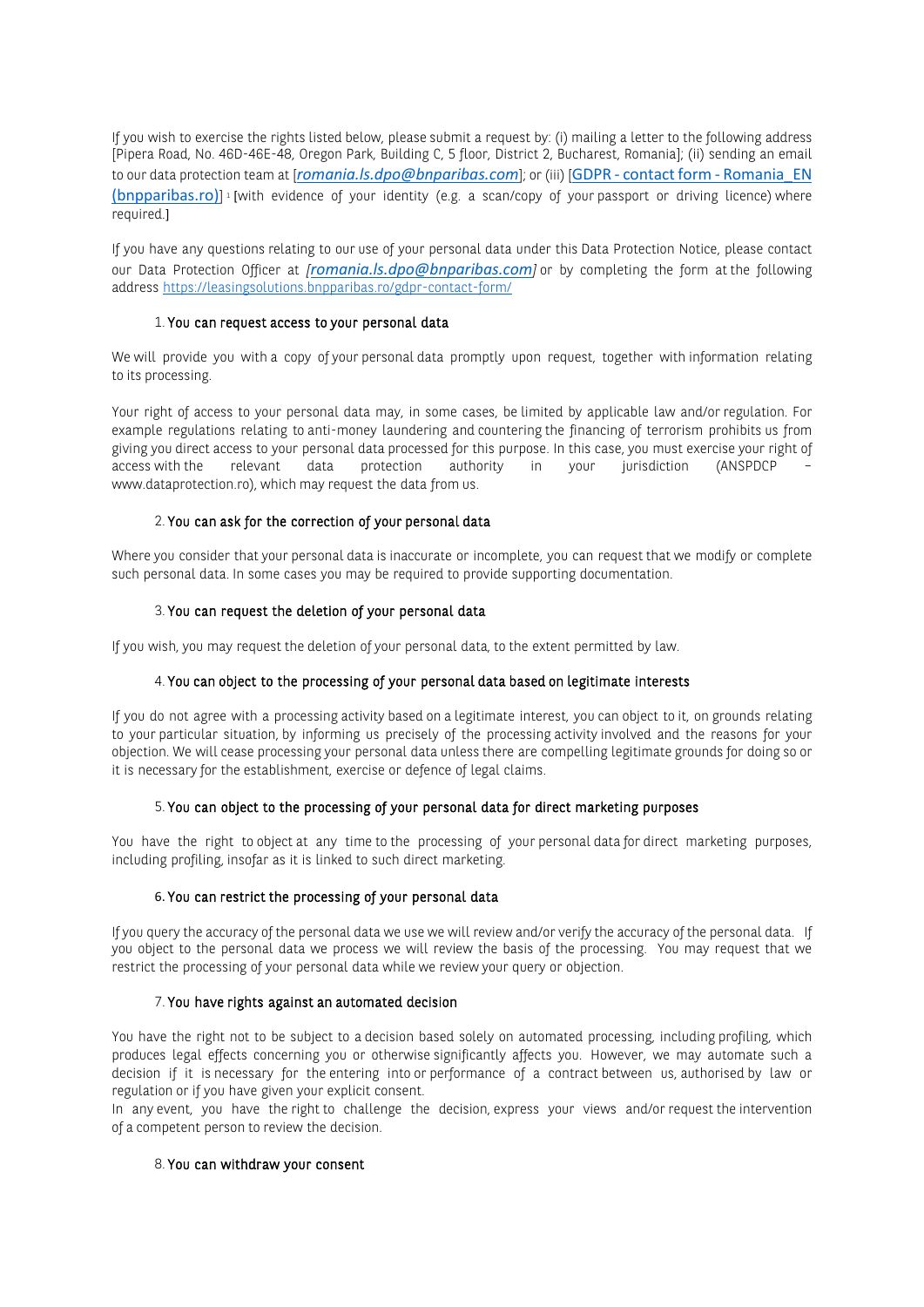If you wish to exercise the rights listed below, please submit a request by: (i) mailing a letter to the following address [Pipera Road, No. 46D-46E-48, Oregon Park, Building C, 5 floor, District 2, Bucharest, Romania]; (ii) sending an email to our data protection team at [*romania.ls.dpo@bnparibas.com*]; or (iii) [GDPR - contact form - Romania_EN (bnpparibas.ro)] [1] [with evidence of your identity (e.g. a scan/copy of your passport or driving licence) where required.]

If you have any questions relating to our use of your personal data under this Data Protection Notice, please contact our Data Protection Officer at *[romania.ls.dpo@bnparibas.com]* or by completing the form at the following address https://leasingsolutions.bnpparibas.ro/gdpr-contact-form/

1. **You can request access to your personal data**

We will provide you with a copy of your personal data promptly upon request, together with information relating to its processing.

Your right of access to your personal data may, in some cases, be limited by applicable law and/or regulation. For example regulations relating to anti-money laundering and countering the financing of terrorism prohibits us from giving you direct access to your personal data processed for this purpose. In this case, you must exercise your right of access with the relevant data protection authority in your jurisdiction (ANSPDCP – www.dataprotection.ro), which may request the data from us.

2. **You can ask for the correction of your personal data**

Where you consider that your personal data is inaccurate or incomplete, you can request that we modify or complete such personal data. In some cases you may be required to provide supporting documentation.

3. **You can request the deletion of your personal data**

If you wish, you may request the deletion of your personal data, to the extent permitted by law.

4. **You can object to the processing of your personal data based on legitimate interests**

If you do not agree with a processing activity based on a legitimate interest, you can object to it, on grounds relating to your particular situation, by informing us precisely of the processing activity involved and the reasons for your objection. We will cease processing your personal data unless there are compelling legitimate grounds for doing so or it is necessary for the establishment, exercise or defence of legal claims.

5. **You can object to the processing of your personal data for direct marketing purposes**

You have the right to object at any time to the processing of your personal data for direct marketing purposes, including profiling, insofar as it is linked to such direct marketing.

6. **You can restrict the processing of your personal data**

If you query the accuracy of the personal data we use we will review and/or verify the accuracy of the personal data. If you object to the personal data we process we will review the basis of the processing. You may request that we restrict the processing of your personal data while we review your query or objection.

7. **You have rights against an automated decision**

You have the right not to be subject to a decision based solely on automated processing, including profiling, which produces legal effects concerning you or otherwise significantly affects you. However, we may automate such a decision if it is necessary for the entering into or performance of a contract between us, authorised by law or regulation or if you have given your explicit consent.
In any event, you have the right to challenge the decision, express your views and/or request the intervention of a competent person to review the decision.

8. **You can withdraw your consent**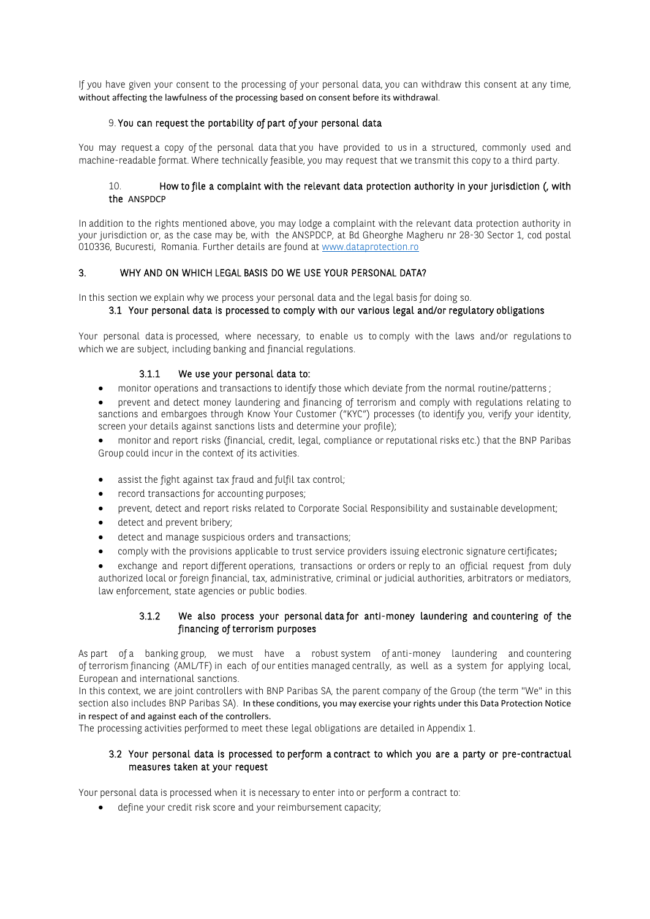If you have given your consent to the processing of your personal data, you can withdraw this consent at any time, without affecting the lawfulness of the processing based on consent before its withdrawal.

#### 9. You can request the portability of part of your personal data

You may request a copy of the personal data that you have provided to us in a structured, commonly used and machine-readable format. Where technically feasible, you may request that we transmit this copy to a third party.

#### 10. How to file a complaint with the relevant data protection authority in your jurisdiction (, with the ANSPDCP

In addition to the rights mentioned above, you may lodge a complaint with the relevant data protection authority in your jurisdiction or, as the case may be, with the ANSPDCP, at Bd Gheorghe Magheru nr 28-30 Sector 1, cod postal 010336, Bucuresti, Romania. Further details are found at [www.dataprotection.ro](http://www.dataprotection.ro)

## 3. WHY AND ON WHICH LEGAL BASIS DO WE USE YOUR PERSONAL DATA?

In this section we explain why we process your personal data and the legal basis for doing so.

### 3.1 Your personal data is processed to comply with our various legal and/or regulatory obligations

Your personal data is processed, where necessary, to enable us to comply with the laws and/or regulations to which we are subject, including banking and financial regulations.

#### 3.1.1 We use your personal data to:

- monitor operations and transactions to identify those which deviate from the normal routine/patterns ;
- prevent and detect money laundering and financing of terrorism and comply with regulations relating to sanctions and embargoes through Know Your Customer ("KYC") processes (to identify you, verify your identity, screen your details against sanctions lists and determine your profile);
- monitor and report risks (financial, credit, legal, compliance or reputational risks etc.) that the BNP Paribas Group could incur in the context of its activities.
- assist the fight against tax fraud and fulfil tax control;
- record transactions for accounting purposes;
- prevent, detect and report risks related to Corporate Social Responsibility and sustainable development;
- detect and prevent bribery;
- detect and manage suspicious orders and transactions;
- comply with the provisions applicable to trust service providers issuing electronic signature certificates;
- exchange and report different operations, transactions or orders or reply to an official request from duly authorized local or foreign financial, tax, administrative, criminal or judicial authorities, arbitrators or mediators, law enforcement, state agencies or public bodies.

#### 3.1.2 We also process your personal data for anti-money laundering and countering of the financing of terrorism purposes

As part of a banking group, we must have a robust system of anti-money laundering and countering of terrorism financing (AML/TF) in each of our entities managed centrally, as well as a system for applying local, European and international sanctions.

In this context, we are joint controllers with BNP Paribas SA, the parent company of the Group (the term "We" in this section also includes BNP Paribas SA). In these conditions, you may exercise your rights under this Data Protection Notice in respect of and against each of the controllers.

The processing activities performed to meet these legal obligations are detailed in Appendix 1.

### 3.2 Your personal data is processed to perform a contract to which you are a party or pre-contractual measures taken at your request

Your personal data is processed when it is necessary to enter into or perform a contract to:

- define your credit risk score and your reimbursement capacity;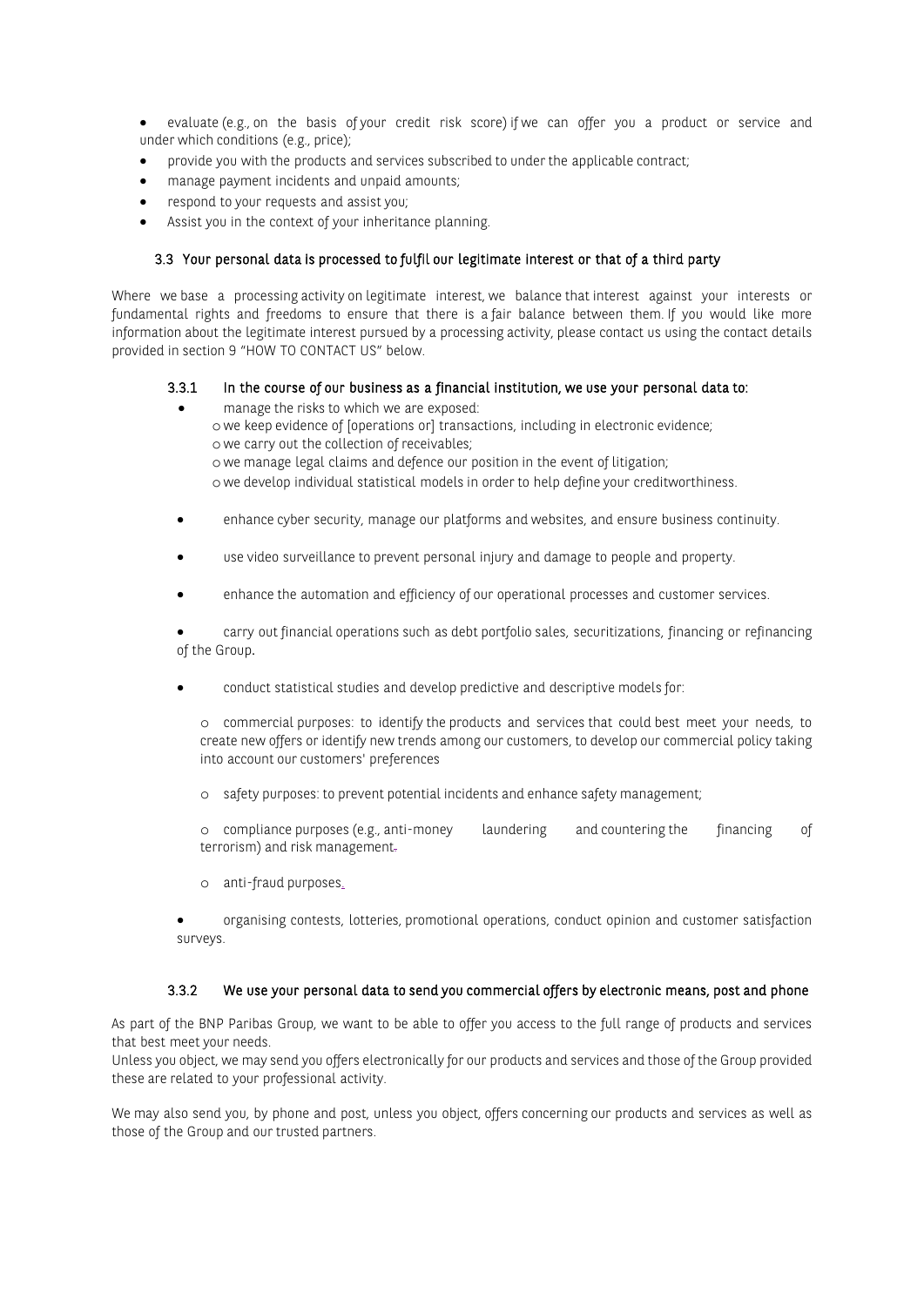- evaluate (e.g., on the basis of your credit risk score) if we can offer you a product or service and under which conditions (e.g., price);
- provide you with the products and services subscribed to under the applicable contract;
- manage payment incidents and unpaid amounts;
- respond to your requests and assist you;
- Assist you in the context of your inheritance planning.

### 3.3 Your personal data is processed to fulfil our legitimate interest or that of a third party

Where we base a processing activity on legitimate interest, we balance that interest against your interests or fundamental rights and freedoms to ensure that there is a fair balance between them. If you would like more information about the legitimate interest pursued by a processing activity, please contact us using the contact details provided in section 9 "HOW TO CONTACT US" below.

#### 3.3.1 In the course of our business as a financial institution, we use your personal data to:

- manage the risks to which we are exposed:
  - we keep evidence of [operations or] transactions, including in electronic evidence;
  - we carry out the collection of receivables;
  - we manage legal claims and defence our position in the event of litigation;
  - we develop individual statistical models in order to help define your creditworthiness.
- enhance cyber security, manage our platforms and websites, and ensure business continuity.
- use video surveillance to prevent personal injury and damage to people and property.
- enhance the automation and efficiency of our operational processes and customer services.
- carry out financial operations such as debt portfolio sales, securitizations, financing or refinancing of the Group.
- conduct statistical studies and develop predictive and descriptive models for:
  - commercial purposes: to identify the products and services that could best meet your needs, to create new offers or identify new trends among our customers, to develop our commercial policy taking into account our customers' preferences
  - safety purposes: to prevent potential incidents and enhance safety management;
  - compliance purposes (e.g., anti-money laundering and countering the financing of terrorism) and risk management.
  - anti-fraud purposes.
- organising contests, lotteries, promotional operations, conduct opinion and customer satisfaction surveys.

#### 3.3.2 We use your personal data to send you commercial offers by electronic means, post and phone

As part of the BNP Paribas Group, we want to be able to offer you access to the full range of products and services that best meet your needs.
Unless you object, we may send you offers electronically for our products and services and those of the Group provided these are related to your professional activity.

We may also send you, by phone and post, unless you object, offers concerning our products and services as well as those of the Group and our trusted partners.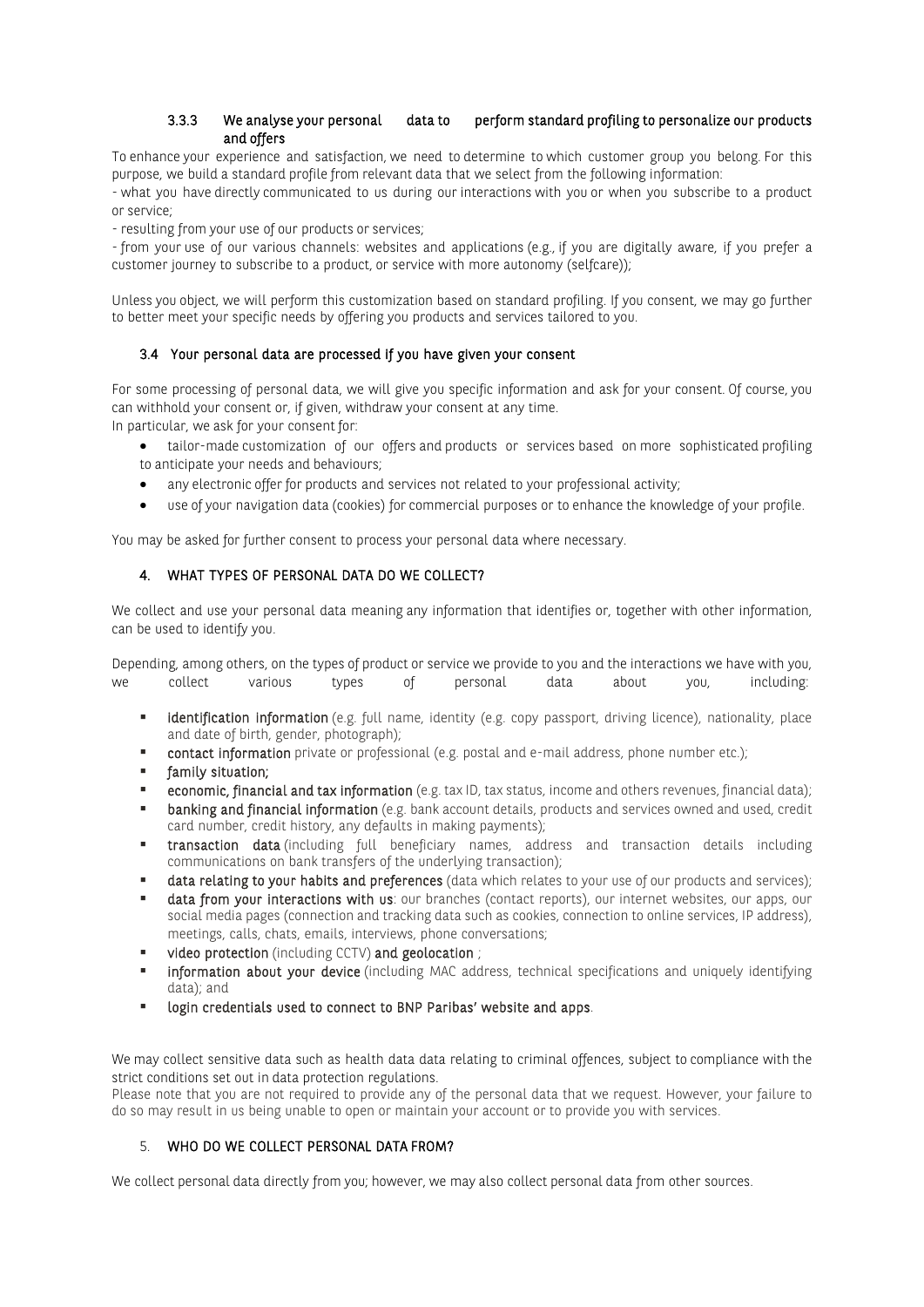#### 3.3.3 We analyse your personal data to perform standard profiling to personalize our products and offers

To enhance your experience and satisfaction, we need to determine to which customer group you belong. For this purpose, we build a standard profile from relevant data that we select from the following information:

- what you have directly communicated to us during our interactions with you or when you subscribe to a product or service;

- resulting from your use of our products or services;

- from your use of our various channels: websites and applications (e.g., if you are digitally aware, if you prefer a customer journey to subscribe to a product, or service with more autonomy (selfcare));

Unless you object, we will perform this customization based on standard profiling. If you consent, we may go further to better meet your specific needs by offering you products and services tailored to you.

### 3.4 Your personal data are processed if you have given your consent

For some processing of personal data, we will give you specific information and ask for your consent. Of course, you can withhold your consent or, if given, withdraw your consent at any time.
In particular, we ask for your consent for:

- tailor-made customization of our offers and products or services based on more sophisticated profiling to anticipate your needs and behaviours;
- any electronic offer for products and services not related to your professional activity;
- use of your navigation data (cookies) for commercial purposes or to enhance the knowledge of your profile.

You may be asked for further consent to process your personal data where necessary.

## 4. WHAT TYPES OF PERSONAL DATA DO WE COLLECT?

We collect and use your personal data meaning any information that identifies or, together with other information, can be used to identify you.

Depending, among others, on the types of product or service we provide to you and the interactions we have with you, we collect various types of personal data about you, including:

- **identification information** (e.g. full name, identity (e.g. copy passport, driving licence), nationality, place and date of birth, gender, photograph);
- **contact information** private or professional (e.g. postal and e-mail address, phone number etc.);
- **family situation;**
- **economic, financial and tax information** (e.g. tax ID, tax status, income and others revenues, financial data);
- **banking and financial information** (e.g. bank account details, products and services owned and used, credit card number, credit history, any defaults in making payments);
- **transaction data** (including full beneficiary names, address and transaction details including communications on bank transfers of the underlying transaction);
- **data relating to your habits and preferences** (data which relates to your use of our products and services);
- **data from your interactions with us**: our branches (contact reports), our internet websites, our apps, our social media pages (connection and tracking data such as cookies, connection to online services, IP address), meetings, calls, chats, emails, interviews, phone conversations;
- **video protection** (including CCTV) **and geolocation** ;
- **information about your device** (including MAC address, technical specifications and uniquely identifying data); and
- **login credentials used to connect to BNP Paribas' website and apps**.

We may collect sensitive data such as health data data relating to criminal offences, subject to compliance with the strict conditions set out in data protection regulations.
Please note that you are not required to provide any of the personal data that we request. However, your failure to do so may result in us being unable to open or maintain your account or to provide you with services.

## 5. WHO DO WE COLLECT PERSONAL DATA FROM?

We collect personal data directly from you; however, we may also collect personal data from other sources.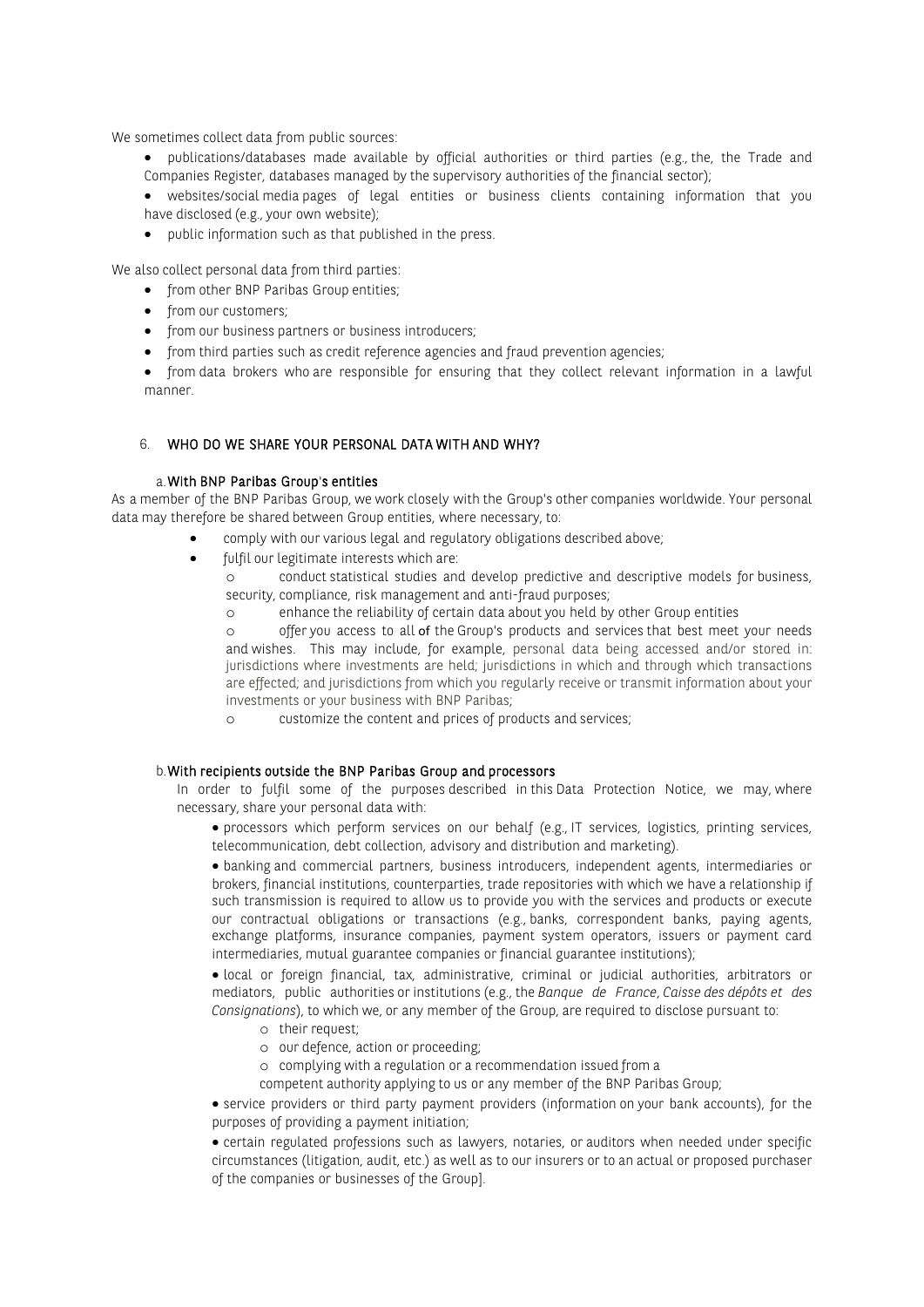We sometimes collect data from public sources:

- publications/databases made available by official authorities or third parties (e.g., the, the Trade and Companies Register, databases managed by the supervisory authorities of the financial sector);
- websites/social media pages of legal entities or business clients containing information that you have disclosed (e.g., your own website);
- public information such as that published in the press.

We also collect personal data from third parties:

- from other BNP Paribas Group entities;
- from our customers;
- from our business partners or business introducers;
- from third parties such as credit reference agencies and fraud prevention agencies;
- from data brokers who are responsible for ensuring that they collect relevant information in a lawful manner.

## 6. WHO DO WE SHARE YOUR PERSONAL DATA WITH AND WHY?

### a. With BNP Paribas Group's entities

As a member of the BNP Paribas Group, we work closely with the Group's other companies worldwide. Your personal data may therefore be shared between Group entities, where necessary, to:

- comply with our various legal and regulatory obligations described above;
- fulfil our legitimate interests which are:
  - conduct statistical studies and develop predictive and descriptive models for business, security, compliance, risk management and anti-fraud purposes;
  - enhance the reliability of certain data about you held by other Group entities
  - offer you access to all of the Group's products and services that best meet your needs and wishes. This may include, for example, personal data being accessed and/or stored in: jurisdictions where investments are held; jurisdictions in which and through which transactions are effected; and jurisdictions from which you regularly receive or transmit information about your investments or your business with BNP Paribas;
  - customize the content and prices of products and services;

### b. With recipients outside the BNP Paribas Group and processors

In order to fulfil some of the purposes described in this Data Protection Notice, we may, where necessary, share your personal data with:

- processors which perform services on our behalf (e.g., IT services, logistics, printing services, telecommunication, debt collection, advisory and distribution and marketing).
- banking and commercial partners, business introducers, independent agents, intermediaries or brokers, financial institutions, counterparties, trade repositories with which we have a relationship if such transmission is required to allow us to provide you with the services and products or execute our contractual obligations or transactions (e.g., banks, correspondent banks, paying agents, exchange platforms, insurance companies, payment system operators, issuers or payment card intermediaries, mutual guarantee companies or financial guarantee institutions);
- local or foreign financial, tax, administrative, criminal or judicial authorities, arbitrators or mediators, public authorities or institutions (e.g., the *Banque de France*, *Caisse des dépôts et des Consignations*), to which we, or any member of the Group, are required to disclose pursuant to:
  - their request;
  - our defence, action or proceeding;
  - complying with a regulation or a recommendation issued from a competent authority applying to us or any member of the BNP Paribas Group;
- service providers or third party payment providers (information on your bank accounts), for the purposes of providing a payment initiation;
- certain regulated professions such as lawyers, notaries, or auditors when needed under specific circumstances (litigation, audit, etc.) as well as to our insurers or to an actual or proposed purchaser of the companies or businesses of the Group].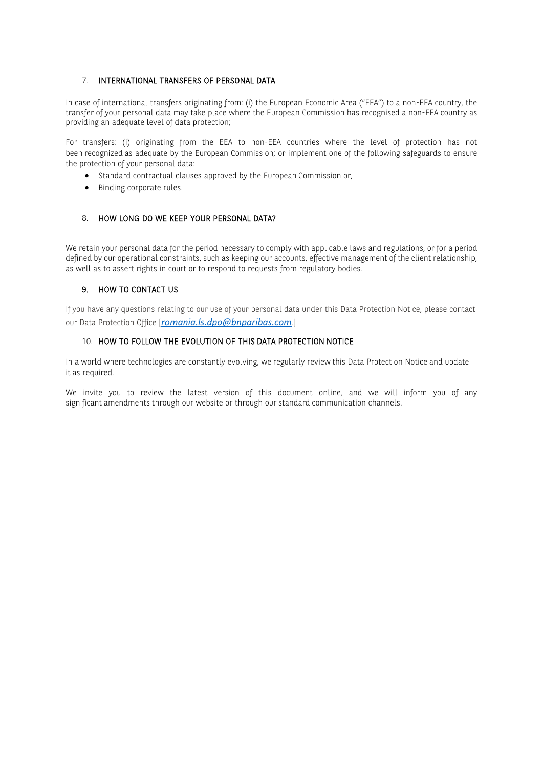## 7. INTERNATIONAL TRANSFERS OF PERSONAL DATA

In case of international transfers originating from: (i) the European Economic Area ("EEA") to a non-EEA country, the transfer of your personal data may take place where the European Commission has recognised a non-EEA country as providing an adequate level of data protection;

For transfers: (i) originating from the EEA to non-EEA countries where the level of protection has not been recognized as adequate by the European Commission; or implement one of the following safeguards to ensure the protection of your personal data:

- Standard contractual clauses approved by the European Commission or,
- Binding corporate rules.

## 8. HOW LONG DO WE KEEP YOUR PERSONAL DATA?

We retain your personal data for the period necessary to comply with applicable laws and regulations, or for a period defined by our operational constraints, such as keeping our accounts, effective management of the client relationship, as well as to assert rights in court or to respond to requests from regulatory bodies.

## 9. HOW TO CONTACT US

If you have any questions relating to our use of your personal data under this Data Protection Notice, please contact our Data Protection Office [*romania.ls.dpo@bnparibas.com*.]

## 10. HOW TO FOLLOW THE EVOLUTION OF THIS DATA PROTECTION NOTICE

In a world where technologies are constantly evolving, we regularly review this Data Protection Notice and update it as required.

We invite you to review the latest version of this document online, and we will inform you of any significant amendments through our website or through our standard communication channels.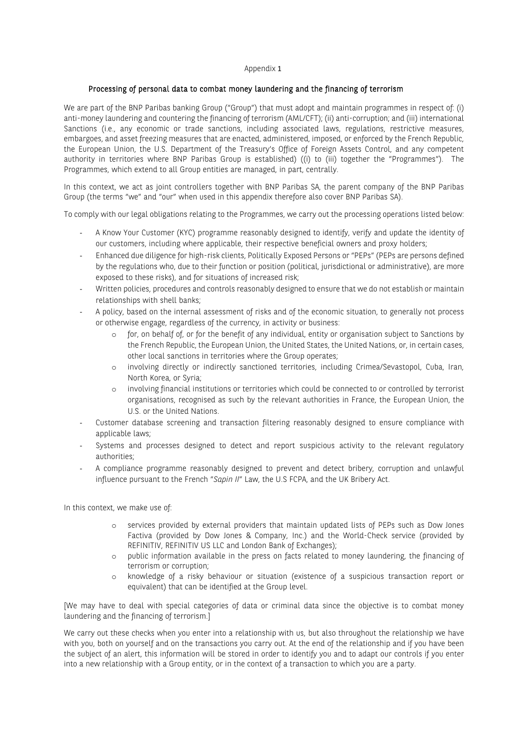Appendix 1

## Processing of personal data to combat money laundering and the financing of terrorism

We are part of the BNP Paribas banking Group ("Group") that must adopt and maintain programmes in respect of: (i) anti-money laundering and countering the financing of terrorism (AML/CFT); (ii) anti-corruption; and (iii) international Sanctions (i.e., any economic or trade sanctions, including associated laws, regulations, restrictive measures, embargoes, and asset freezing measures that are enacted, administered, imposed, or enforced by the French Republic, the European Union, the U.S. Department of the Treasury's Office of Foreign Assets Control, and any competent authority in territories where BNP Paribas Group is established) ((i) to (iii) together the "Programmes"). The Programmes, which extend to all Group entities are managed, in part, centrally.

In this context, we act as joint controllers together with BNP Paribas SA, the parent company of the BNP Paribas Group (the terms "we" and "our" when used in this appendix therefore also cover BNP Paribas SA).

To comply with our legal obligations relating to the Programmes, we carry out the processing operations listed below:

- A Know Your Customer (KYC) programme reasonably designed to identify, verify and update the identity of our customers, including where applicable, their respective beneficial owners and proxy holders;
- Enhanced due diligence for high-risk clients, Politically Exposed Persons or "PEPs" (PEPs are persons defined by the regulations who, due to their function or position (political, jurisdictional or administrative), are more exposed to these risks), and for situations of increased risk;
- Written policies, procedures and controls reasonably designed to ensure that we do not establish or maintain relationships with shell banks;
- A policy, based on the internal assessment of risks and of the economic situation, to generally not process or otherwise engage, regardless of the currency, in activity or business:
  - for, on behalf of, or for the benefit of any individual, entity or organisation subject to Sanctions by the French Republic, the European Union, the United States, the United Nations, or, in certain cases, other local sanctions in territories where the Group operates;
  - involving directly or indirectly sanctioned territories, including Crimea/Sevastopol, Cuba, Iran, North Korea, or Syria;
  - involving financial institutions or territories which could be connected to or controlled by terrorist organisations, recognised as such by the relevant authorities in France, the European Union, the U.S. or the United Nations.
- Customer database screening and transaction filtering reasonably designed to ensure compliance with applicable laws;
- Systems and processes designed to detect and report suspicious activity to the relevant regulatory authorities;
- A compliance programme reasonably designed to prevent and detect bribery, corruption and unlawful influence pursuant to the French "*Sapin II*" Law, the U.S FCPA, and the UK Bribery Act.

In this context, we make use of:

- services provided by external providers that maintain updated lists of PEPs such as Dow Jones Factiva (provided by Dow Jones & Company, Inc.) and the World-Check service (provided by REFINITIV, REFINITIV US LLC and London Bank of Exchanges);
- public information available in the press on facts related to money laundering, the financing of terrorism or corruption;
- knowledge of a risky behaviour or situation (existence of a suspicious transaction report or equivalent) that can be identified at the Group level.

[We may have to deal with special categories of data or criminal data since the objective is to combat money laundering and the financing of terrorism.]

We carry out these checks when you enter into a relationship with us, but also throughout the relationship we have with you, both on yourself and on the transactions you carry out. At the end of the relationship and if you have been the subject of an alert, this information will be stored in order to identify you and to adapt our controls if you enter into a new relationship with a Group entity, or in the context of a transaction to which you are a party.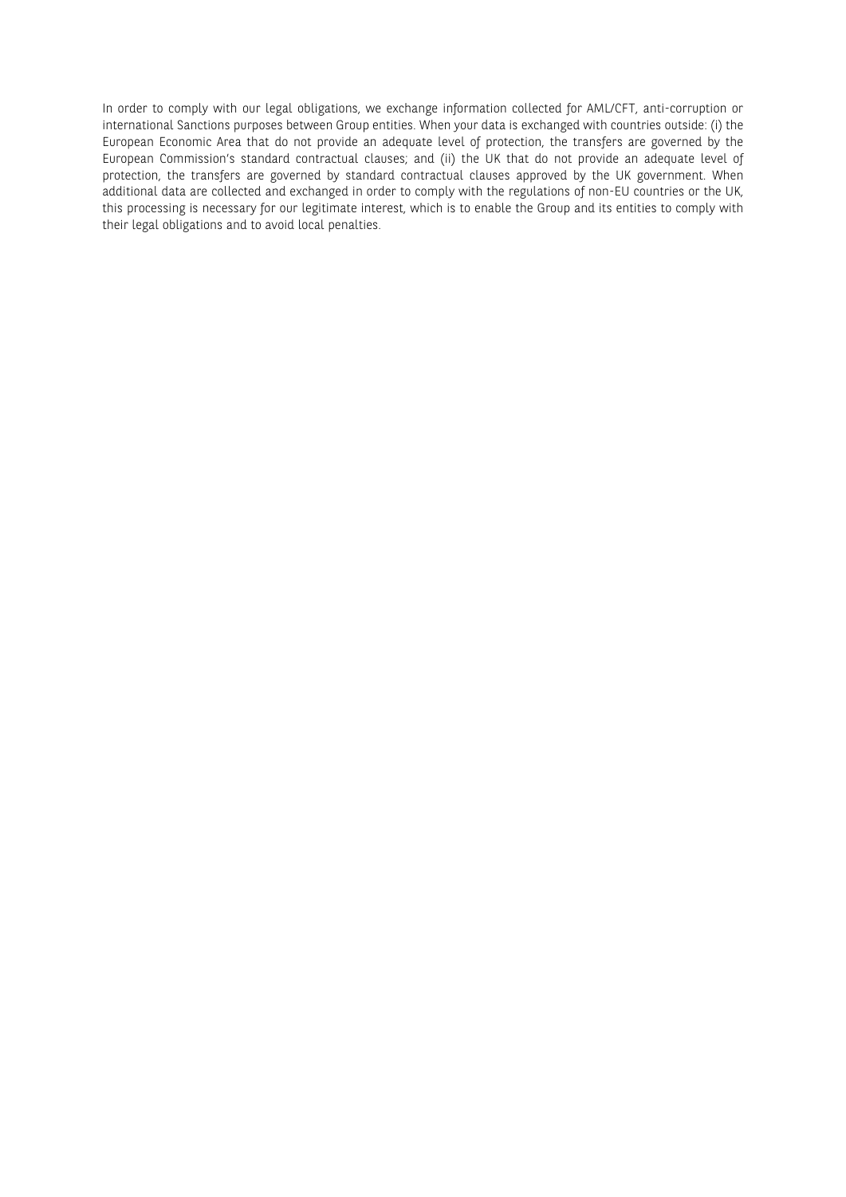In order to comply with our legal obligations, we exchange information collected for AML/CFT, anti-corruption or international Sanctions purposes between Group entities. When your data is exchanged with countries outside: (i) the European Economic Area that do not provide an adequate level of protection, the transfers are governed by the European Commission's standard contractual clauses; and (ii) the UK that do not provide an adequate level of protection, the transfers are governed by standard contractual clauses approved by the UK government. When additional data are collected and exchanged in order to comply with the regulations of non-EU countries or the UK, this processing is necessary for our legitimate interest, which is to enable the Group and its entities to comply with their legal obligations and to avoid local penalties.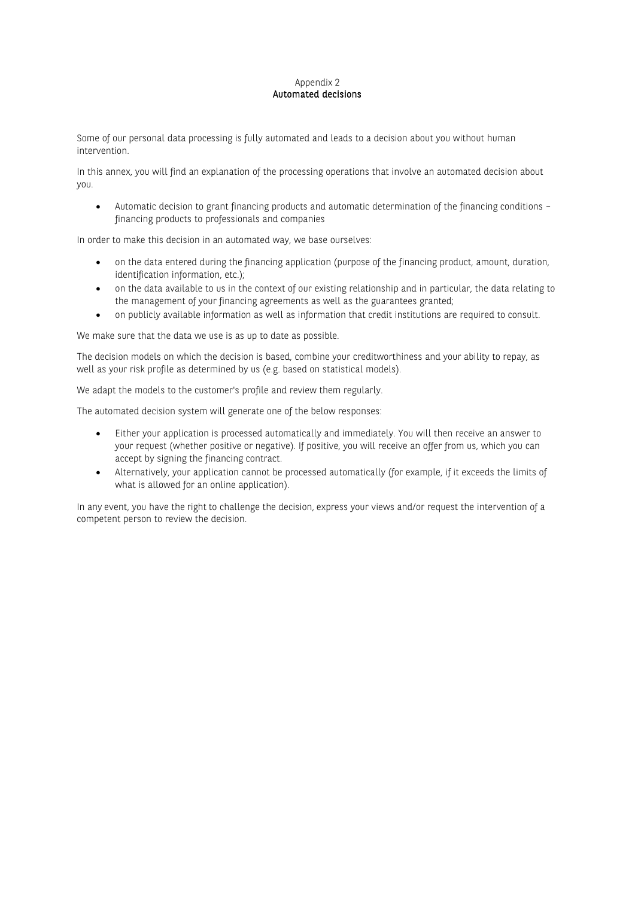Appendix 2

## Automated decisions

Some of our personal data processing is fully automated and leads to a decision about you without human intervention.

In this annex, you will find an explanation of the processing operations that involve an automated decision about you.

- Automatic decision to grant financing products and automatic determination of the financing conditions – financing products to professionals and companies

In order to make this decision in an automated way, we base ourselves:

- on the data entered during the financing application (purpose of the financing product, amount, duration, identification information, etc.);
- on the data available to us in the context of our existing relationship and in particular, the data relating to the management of your financing agreements as well as the guarantees granted;
- on publicly available information as well as information that credit institutions are required to consult.

We make sure that the data we use is as up to date as possible.

The decision models on which the decision is based, combine your creditworthiness and your ability to repay, as well as your risk profile as determined by us (e.g. based on statistical models).

We adapt the models to the customer's profile and review them regularly.

The automated decision system will generate one of the below responses:

- Either your application is processed automatically and immediately. You will then receive an answer to your request (whether positive or negative). If positive, you will receive an offer from us, which you can accept by signing the financing contract.
- Alternatively, your application cannot be processed automatically (for example, if it exceeds the limits of what is allowed for an online application).

In any event, you have the right to challenge the decision, express your views and/or request the intervention of a competent person to review the decision.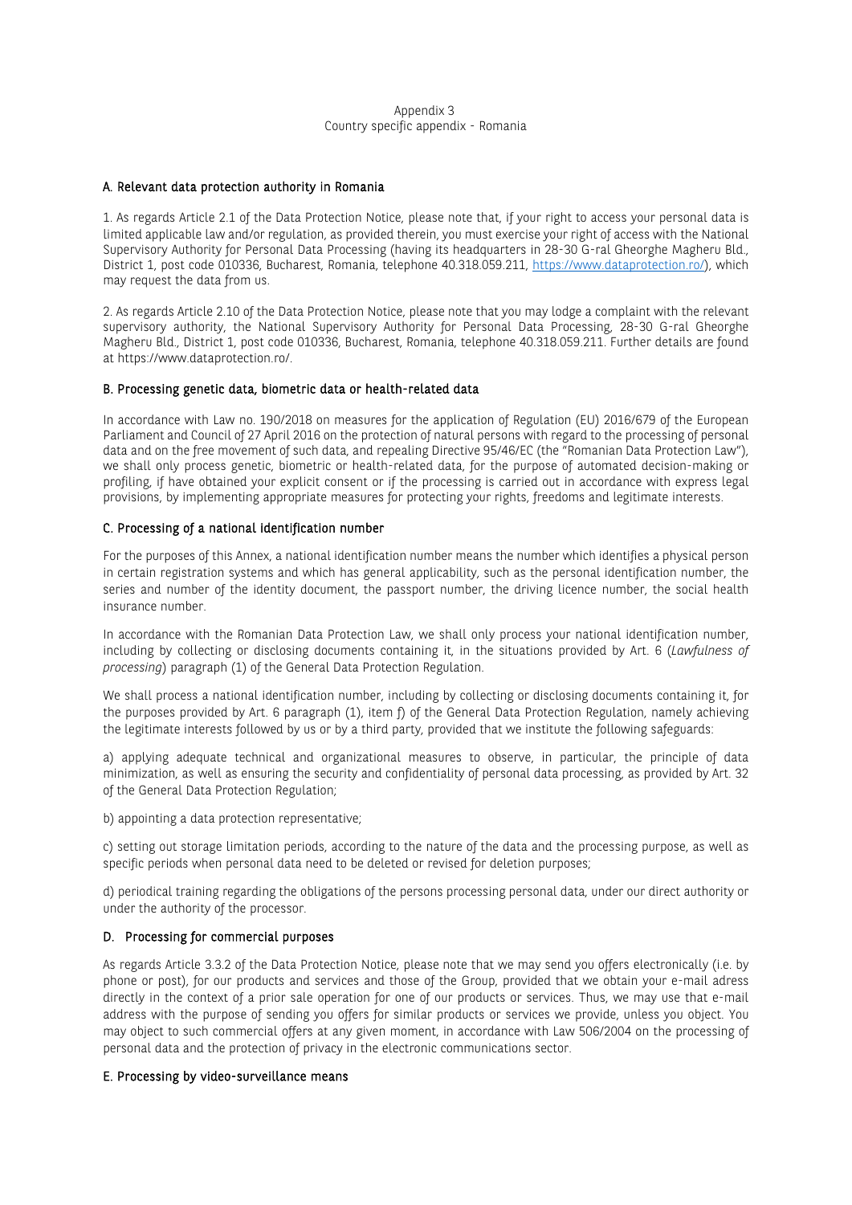Appendix 3
Country specific appendix - Romania

## A. Relevant data protection authority in Romania

1. As regards Article 2.1 of the Data Protection Notice, please note that, if your right to access your personal data is limited applicable law and/or regulation, as provided therein, you must exercise your right of access with the National Supervisory Authority for Personal Data Processing (having its headquarters in 28-30 G-ral Gheorghe Magheru Bld., District 1, post code 010336, Bucharest, Romania, telephone 40.318.059.211, https://www.dataprotection.ro/), which may request the data from us.

2. As regards Article 2.10 of the Data Protection Notice, please note that you may lodge a complaint with the relevant supervisory authority, the National Supervisory Authority for Personal Data Processing, 28-30 G-ral Gheorghe Magheru Bld., District 1, post code 010336, Bucharest, Romania, telephone 40.318.059.211. Further details are found at https://www.dataprotection.ro/.

## B. Processing genetic data, biometric data or health-related data

In accordance with Law no. 190/2018 on measures for the application of Regulation (EU) 2016/679 of the European Parliament and Council of 27 April 2016 on the protection of natural persons with regard to the processing of personal data and on the free movement of such data, and repealing Directive 95/46/EC (the "Romanian Data Protection Law"), we shall only process genetic, biometric or health-related data, for the purpose of automated decision-making or profiling, if have obtained your explicit consent or if the processing is carried out in accordance with express legal provisions, by implementing appropriate measures for protecting your rights, freedoms and legitimate interests.

## C. Processing of a national identification number

For the purposes of this Annex, a national identification number means the number which identifies a physical person in certain registration systems and which has general applicability, such as the personal identification number, the series and number of the identity document, the passport number, the driving licence number, the social health insurance number.

In accordance with the Romanian Data Protection Law, we shall only process your national identification number, including by collecting or disclosing documents containing it, in the situations provided by Art. 6 (*Lawfulness of processing*) paragraph (1) of the General Data Protection Regulation.

We shall process a national identification number, including by collecting or disclosing documents containing it, for the purposes provided by Art. 6 paragraph (1), item f) of the General Data Protection Regulation, namely achieving the legitimate interests followed by us or by a third party, provided that we institute the following safeguards:

a) applying adequate technical and organizational measures to observe, in particular, the principle of data minimization, as well as ensuring the security and confidentiality of personal data processing, as provided by Art. 32 of the General Data Protection Regulation;

b) appointing a data protection representative;

c) setting out storage limitation periods, according to the nature of the data and the processing purpose, as well as specific periods when personal data need to be deleted or revised for deletion purposes;

d) periodical training regarding the obligations of the persons processing personal data, under our direct authority or under the authority of the processor.

## D. Processing for commercial purposes

As regards Article 3.3.2 of the Data Protection Notice, please note that we may send you offers electronically (i.e. by phone or post), for our products and services and those of the Group, provided that we obtain your e-mail adress directly in the context of a prior sale operation for one of our products or services. Thus, we may use that e-mail address with the purpose of sending you offers for similar products or services we provide, unless you object. You may object to such commercial offers at any given moment, in accordance with Law 506/2004 on the processing of personal data and the protection of privacy in the electronic communications sector.

## E. Processing by video-surveillance means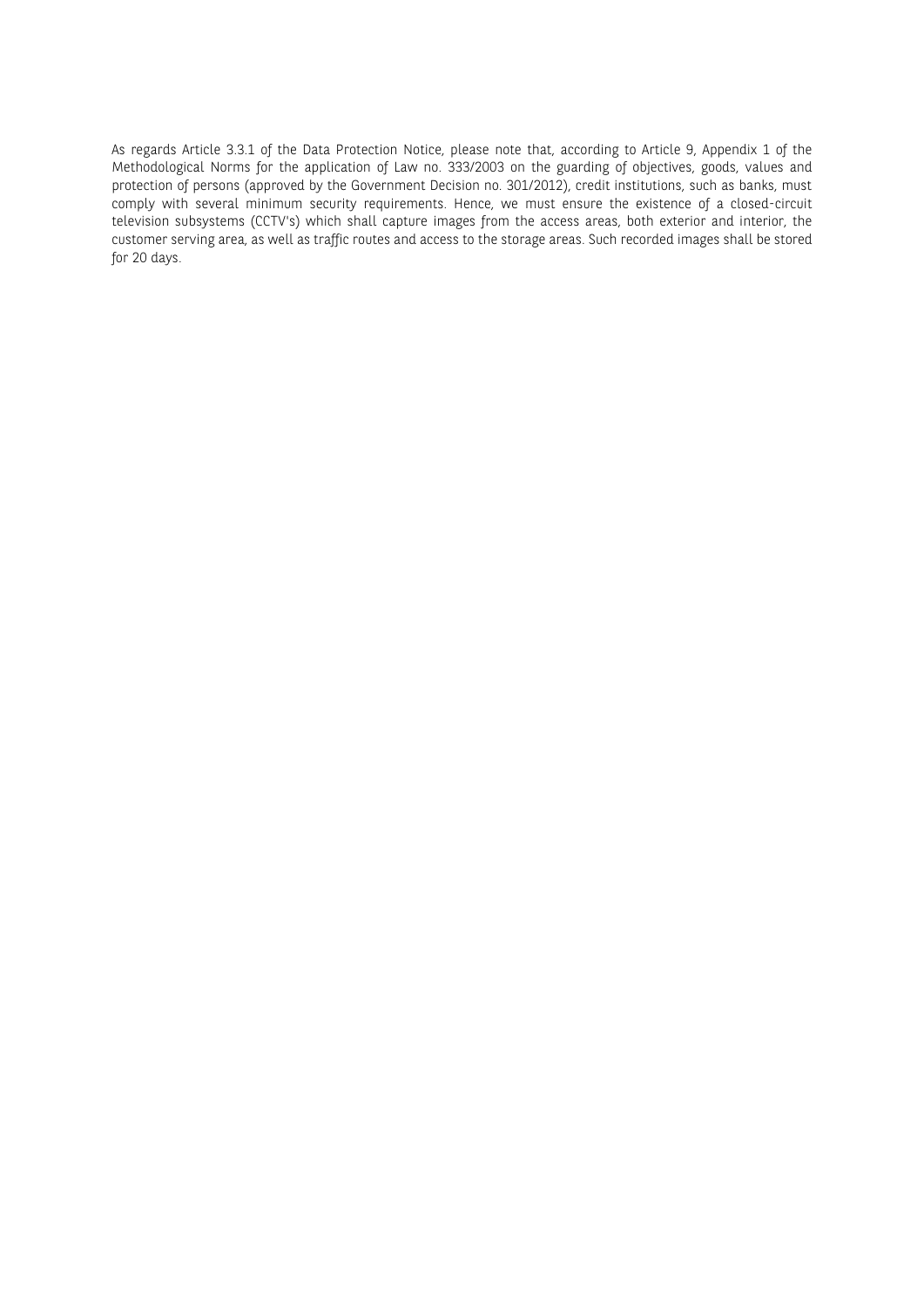As regards Article 3.3.1 of the Data Protection Notice, please note that, according to Article 9, Appendix 1 of the Methodological Norms for the application of Law no. 333/2003 on the guarding of objectives, goods, values and protection of persons (approved by the Government Decision no. 301/2012), credit institutions, such as banks, must comply with several minimum security requirements. Hence, we must ensure the existence of a closed-circuit television subsystems (CCTV's) which shall capture images from the access areas, both exterior and interior, the customer serving area, as well as traffic routes and access to the storage areas. Such recorded images shall be stored for 20 days.